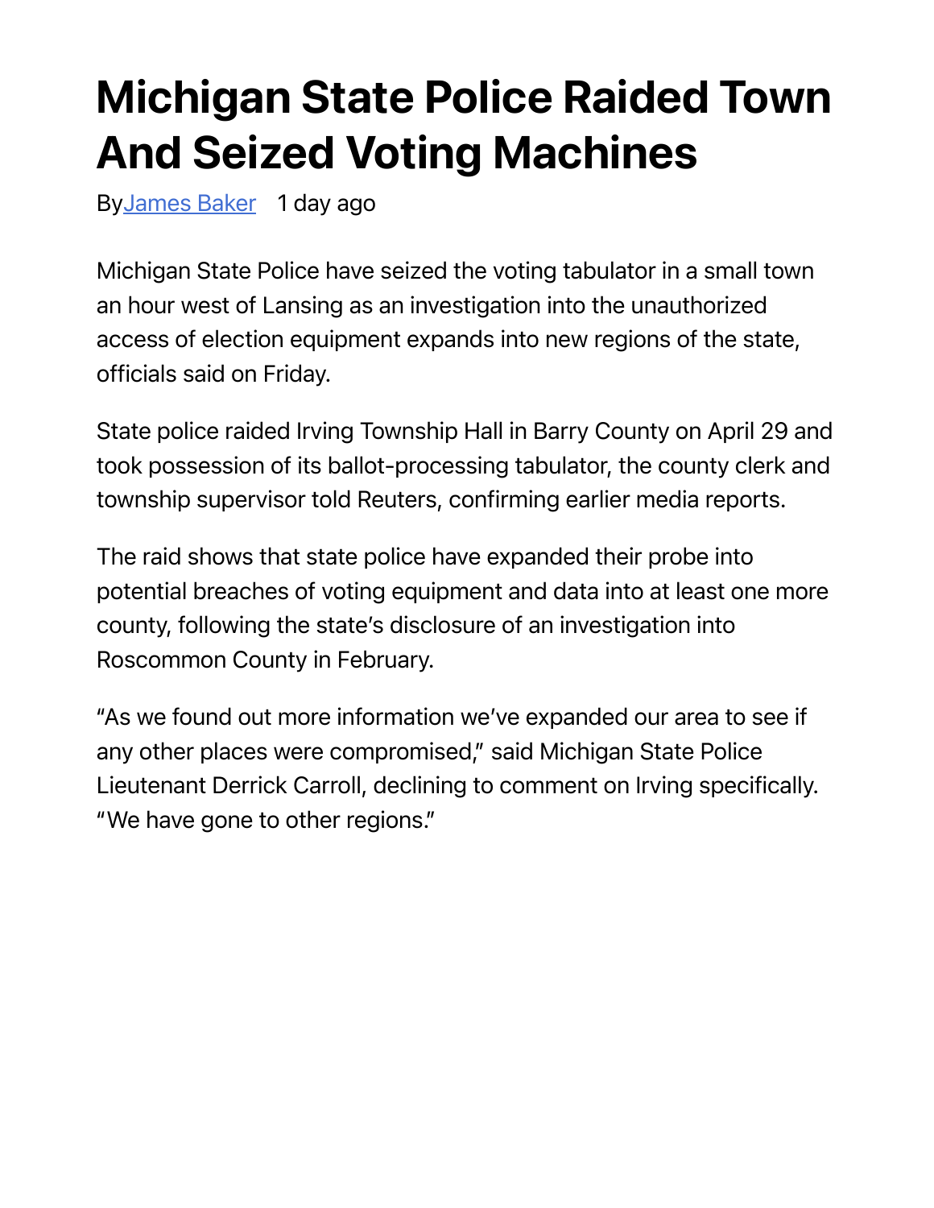# Michigan State Police Raided Town And Seized Voting Machines

By[James Baker] 1 day ago

Michigan State Police have seized the voting tabulator in a small town an hour west of Lansing as an investigation into the unauthorized access of election equipment expands into new regions of the state, officials said on Friday.

State police raided Irving Township Hall in Barry County on April 29 and took possession of its ballot-processing tabulator, the county clerk and township supervisor told Reuters, confirming earlier media reports.

The raid shows that state police have expanded their probe into potential breaches of voting equipment and data into at least one more county, following the state's disclosure of an investigation into Roscommon County in February.

"As we found out more information we've expanded our area to see if any other places were compromised," said Michigan State Police Lieutenant Derrick Carroll, declining to comment on Irving specifically. "We have gone to other regions."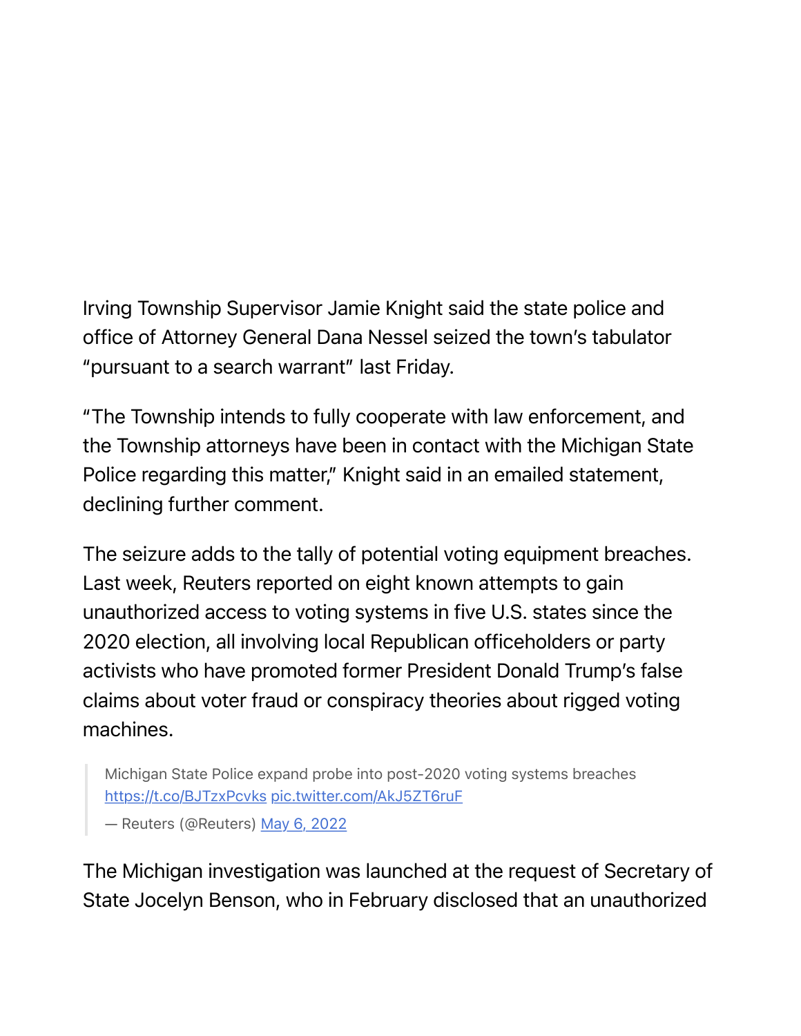Irving Township Supervisor Jamie Knight said the state police and office of Attorney General Dana Nessel seized the town's tabulator "pursuant to a search warrant" last Friday.

"The Township intends to fully cooperate with law enforcement, and the Township attorneys have been in contact with the Michigan State Police regarding this matter," Knight said in an emailed statement, declining further comment.

The seizure adds to the tally of potential voting equipment breaches. Last week, Reuters reported on eight known attempts to gain unauthorized access to voting systems in five U.S. states since the 2020 election, all involving local Republican officeholders or party activists who have promoted former President Donald Trump's false claims about voter fraud or conspiracy theories about rigged voting machines.

> Michigan State Police expand probe into post-2020 voting systems breaches [https://t.co/BJTzxPcvks](https://t.co/BJTzxPcvks) [pic.twitter.com/AkJ5ZT6ruF](pic.twitter.com/AkJ5ZT6ruF)
>
> — Reuters (@Reuters) May 6, 2022

The Michigan investigation was launched at the request of Secretary of State Jocelyn Benson, who in February disclosed that an unauthorized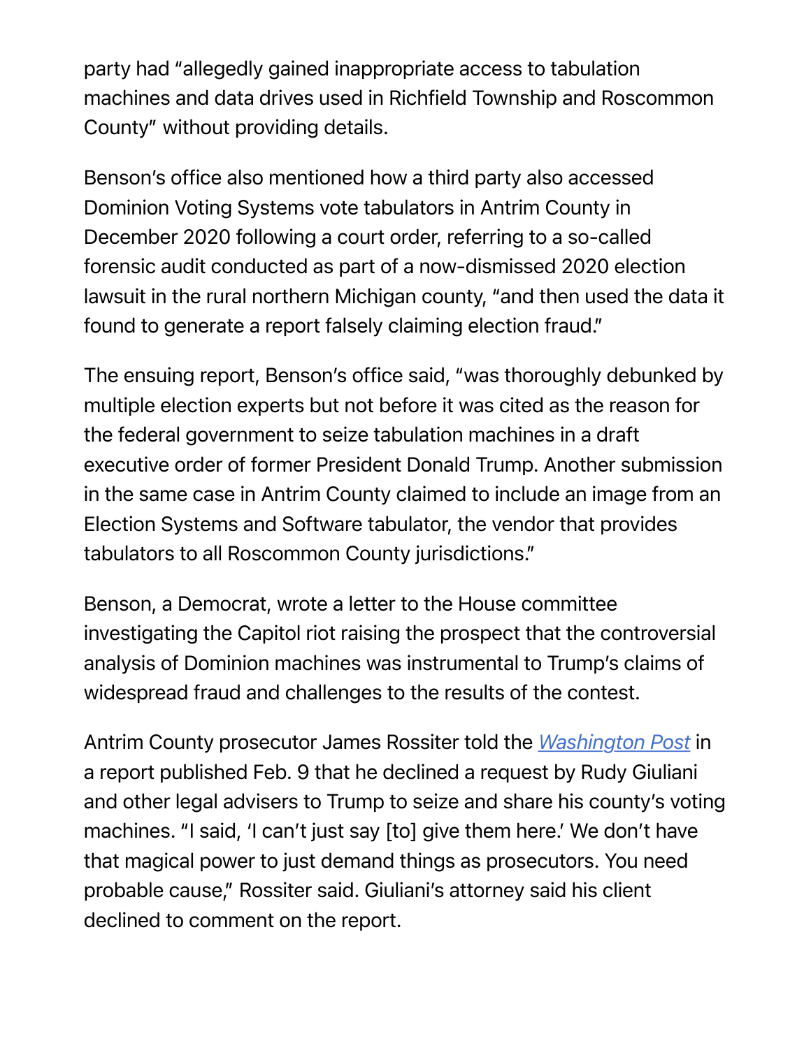party had “allegedly gained inappropriate access to tabulation machines and data drives used in Richfield Township and Roscommon County” without providing details.

Benson’s office also mentioned how a third party also accessed Dominion Voting Systems vote tabulators in Antrim County in December 2020 following a court order, referring to a so-called forensic audit conducted as part of a now-dismissed 2020 election lawsuit in the rural northern Michigan county, “and then used the data it found to generate a report falsely claiming election fraud.”

The ensuing report, Benson’s office said, “was thoroughly debunked by multiple election experts but not before it was cited as the reason for the federal government to seize tabulation machines in a draft executive order of former President Donald Trump. Another submission in the same case in Antrim County claimed to include an image from an Election Systems and Software tabulator, the vendor that provides tabulators to all Roscommon County jurisdictions.”

Benson, a Democrat, wrote a letter to the House committee investigating the Capitol riot raising the prospect that the controversial analysis of Dominion machines was instrumental to Trump’s claims of widespread fraud and challenges to the results of the contest.

Antrim County prosecutor James Rossiter told the *Washington Post* in a report published Feb. 9 that he declined a request by Rudy Giuliani and other legal advisers to Trump to seize and share his county’s voting machines. “I said, ‘I can’t just say [to] give them here.’ We don’t have that magical power to just demand things as prosecutors. You need probable cause,” Rossiter said. Giuliani’s attorney said his client declined to comment on the report.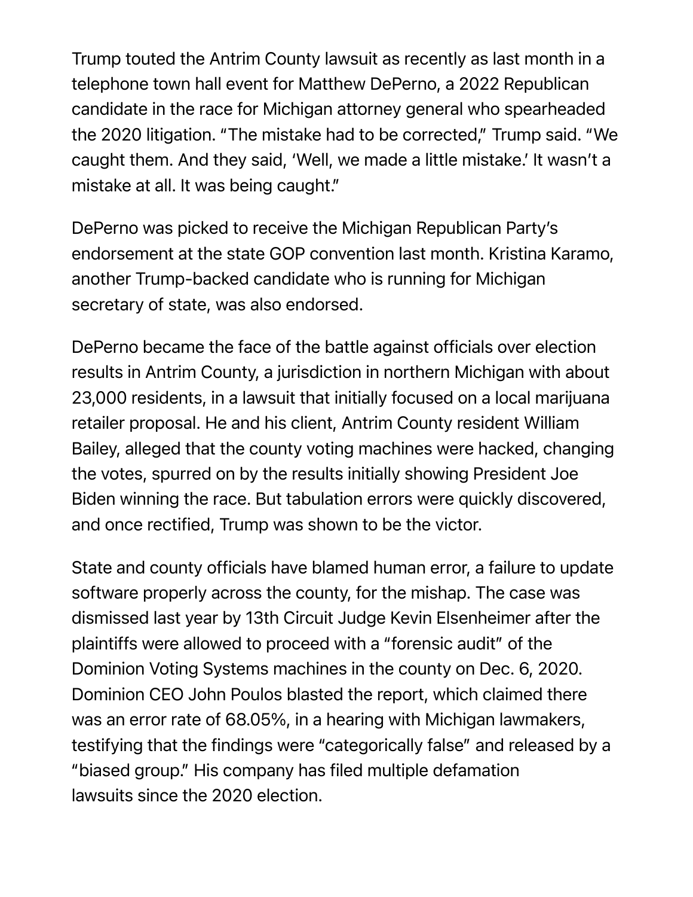Trump touted the Antrim County lawsuit as recently as last month in a telephone town hall event for Matthew DePerno, a 2022 Republican candidate in the race for Michigan attorney general who spearheaded the 2020 litigation. "The mistake had to be corrected," Trump said. "We caught them. And they said, 'Well, we made a little mistake.' It wasn't a mistake at all. It was being caught."

DePerno was picked to receive the Michigan Republican Party's endorsement at the state GOP convention last month. Kristina Karamo, another Trump-backed candidate who is running for Michigan secretary of state, was also endorsed.

DePerno became the face of the battle against officials over election results in Antrim County, a jurisdiction in northern Michigan with about 23,000 residents, in a lawsuit that initially focused on a local marijuana retailer proposal. He and his client, Antrim County resident William Bailey, alleged that the county voting machines were hacked, changing the votes, spurred on by the results initially showing President Joe Biden winning the race. But tabulation errors were quickly discovered, and once rectified, Trump was shown to be the victor.

State and county officials have blamed human error, a failure to update software properly across the county, for the mishap. The case was dismissed last year by 13th Circuit Judge Kevin Elsenheimer after the plaintiffs were allowed to proceed with a "forensic audit" of the Dominion Voting Systems machines in the county on Dec. 6, 2020. Dominion CEO John Poulos blasted the report, which claimed there was an error rate of 68.05%, in a hearing with Michigan lawmakers, testifying that the findings were "categorically false" and released by a "biased group." His company has filed multiple defamation lawsuits since the 2020 election.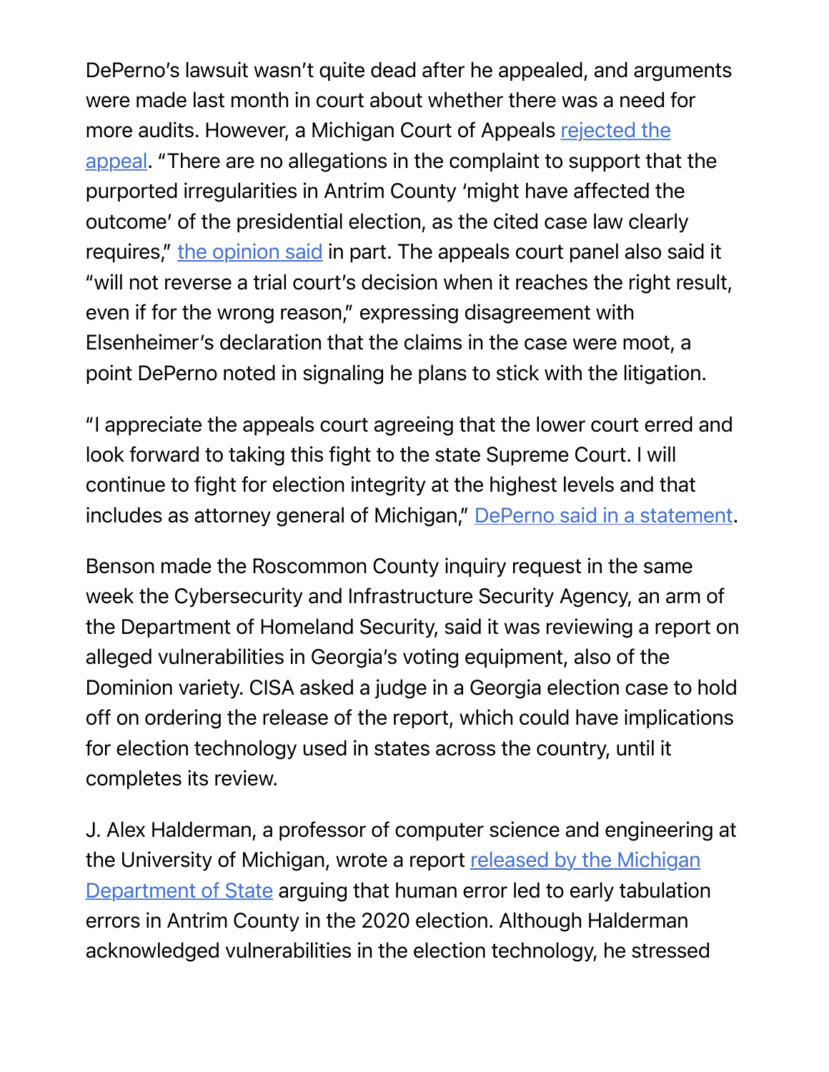DePerno's lawsuit wasn't quite dead after he appealed, and arguments were made last month in court about whether there was a need for more audits. However, a Michigan Court of Appeals rejected the appeal. "There are no allegations in the complaint to support that the purported irregularities in Antrim County 'might have affected the outcome' of the presidential election, as the cited case law clearly requires," the opinion said in part. The appeals court panel also said it "will not reverse a trial court's decision when it reaches the right result, even if for the wrong reason," expressing disagreement with Elsenheimer's declaration that the claims in the case were moot, a point DePerno noted in signaling he plans to stick with the litigation.

"I appreciate the appeals court agreeing that the lower court erred and look forward to taking this fight to the state Supreme Court. I will continue to fight for election integrity at the highest levels and that includes as attorney general of Michigan," DePerno said in a statement.

Benson made the Roscommon County inquiry request in the same week the Cybersecurity and Infrastructure Security Agency, an arm of the Department of Homeland Security, said it was reviewing a report on alleged vulnerabilities in Georgia's voting equipment, also of the Dominion variety. CISA asked a judge in a Georgia election case to hold off on ordering the release of the report, which could have implications for election technology used in states across the country, until it completes its review.

J. Alex Halderman, a professor of computer science and engineering at the University of Michigan, wrote a report released by the Michigan Department of State arguing that human error led to early tabulation errors in Antrim County in the 2020 election. Although Halderman acknowledged vulnerabilities in the election technology, he stressed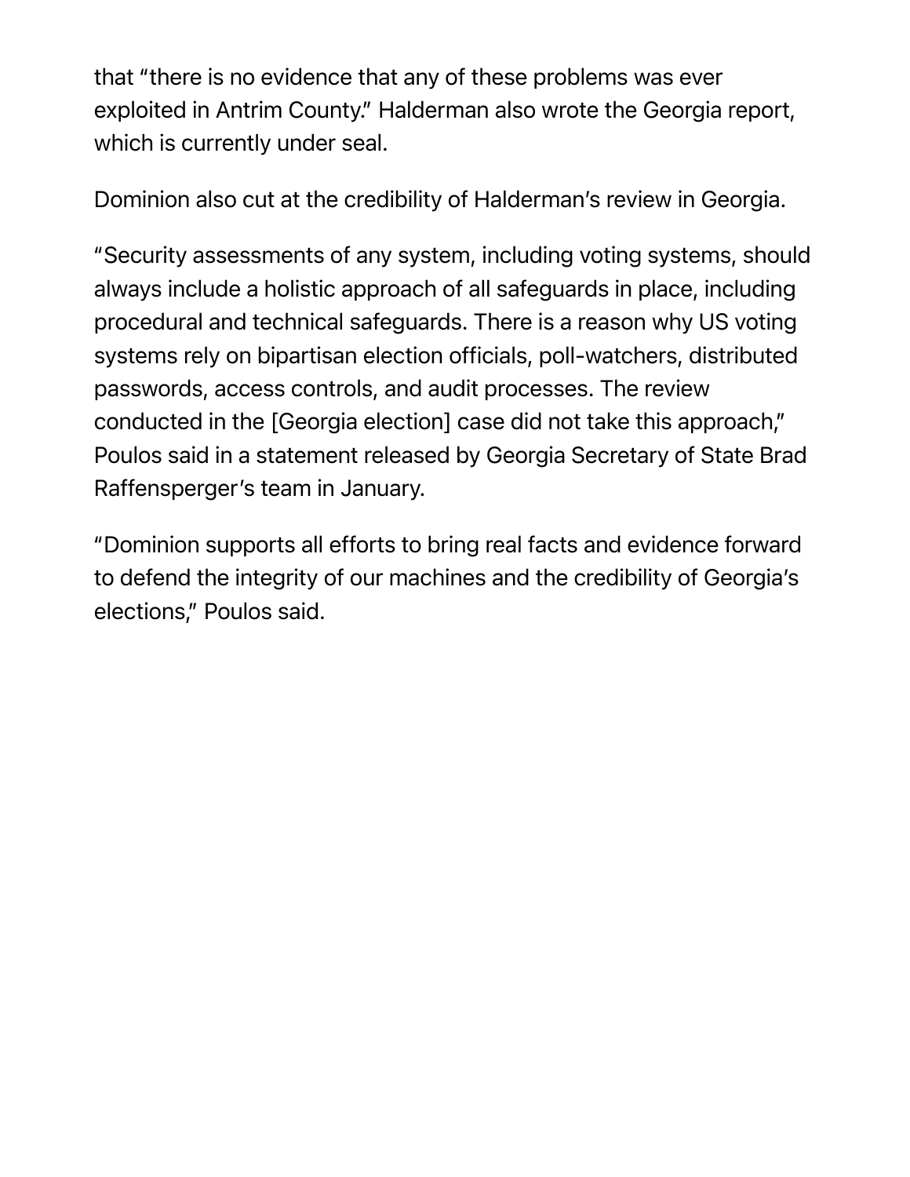that "there is no evidence that any of these problems was ever exploited in Antrim County." Halderman also wrote the Georgia report, which is currently under seal.

Dominion also cut at the credibility of Halderman's review in Georgia.

"Security assessments of any system, including voting systems, should always include a holistic approach of all safeguards in place, including procedural and technical safeguards. There is a reason why US voting systems rely on bipartisan election officials, poll-watchers, distributed passwords, access controls, and audit processes. The review conducted in the [Georgia election] case did not take this approach," Poulos said in a statement released by Georgia Secretary of State Brad Raffensperger's team in January.

"Dominion supports all efforts to bring real facts and evidence forward to defend the integrity of our machines and the credibility of Georgia's elections," Poulos said.